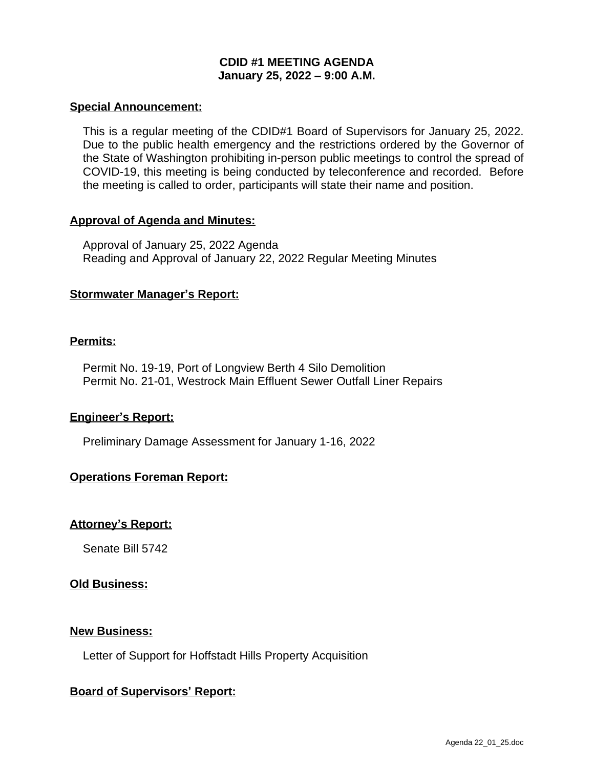# CDID #1 MEETING AGENDA
## January 25, 2022 – 9:00 A.M.

**Special Announcement:**

This is a regular meeting of the CDID#1 Board of Supervisors for January 25, 2022. Due to the public health emergency and the restrictions ordered by the Governor of the State of Washington prohibiting in-person public meetings to control the spread of COVID-19, this meeting is being conducted by teleconference and recorded. Before the meeting is called to order, participants will state their name and position.

**Approval of Agenda and Minutes:**

Approval of January 25, 2022 Agenda
Reading and Approval of January 22, 2022 Regular Meeting Minutes

**Stormwater Manager's Report:**

**Permits:**

Permit No. 19-19, Port of Longview Berth 4 Silo Demolition
Permit No. 21-01, Westrock Main Effluent Sewer Outfall Liner Repairs

**Engineer's Report:**

Preliminary Damage Assessment for January 1-16, 2022

**Operations Foreman Report:**

**Attorney's Report:**

Senate Bill 5742

**Old Business:**

**New Business:**

Letter of Support for Hoffstadt Hills Property Acquisition

**Board of Supervisors' Report:**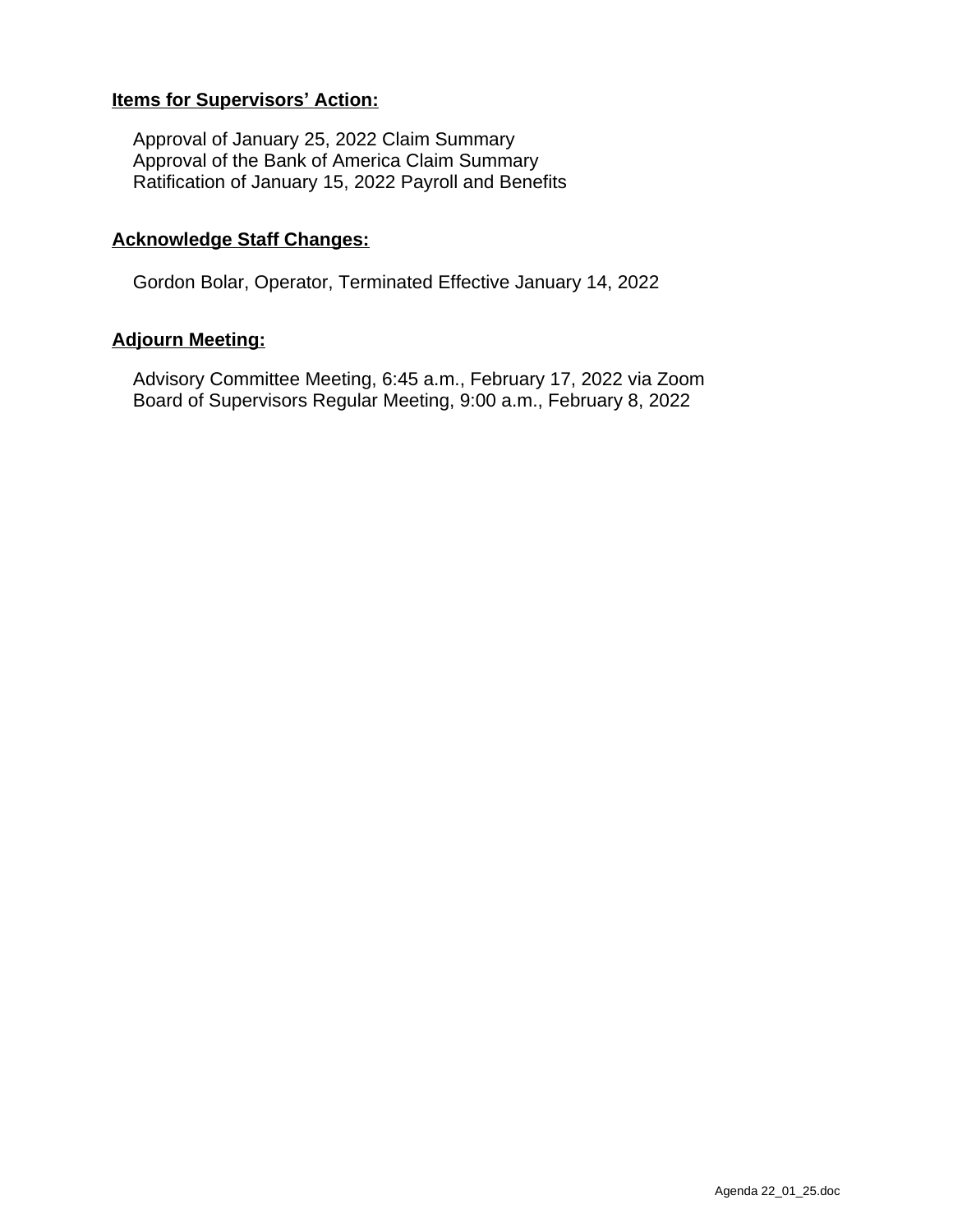**Items for Supervisors' Action:**

Approval of January 25, 2022 Claim Summary
Approval of the Bank of America Claim Summary
Ratification of January 15, 2022 Payroll and Benefits

**Acknowledge Staff Changes:**

Gordon Bolar, Operator, Terminated Effective January 14, 2022

**Adjourn Meeting:**

Advisory Committee Meeting, 6:45 a.m., February 17, 2022 via Zoom
Board of Supervisors Regular Meeting, 9:00 a.m., February 8, 2022